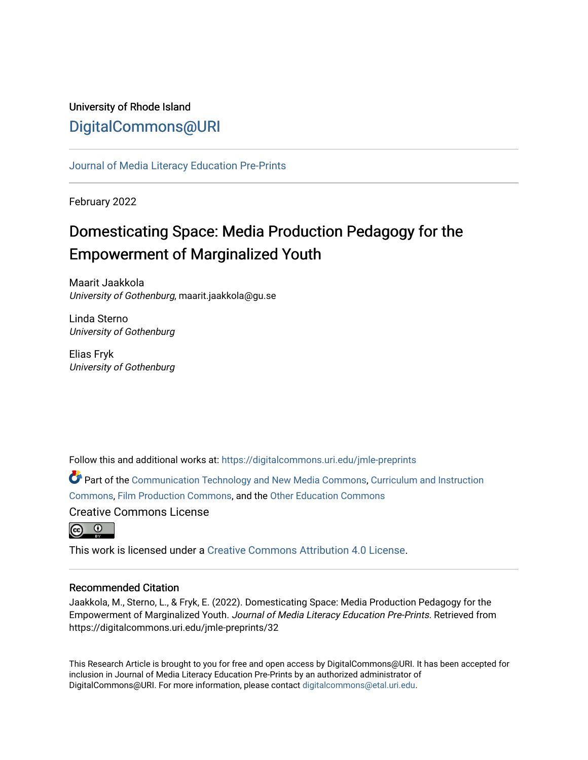University of Rhode Island

DigitalCommons@URI

Journal of Media Literacy Education Pre-Prints

February 2022

# Domesticating Space: Media Production Pedagogy for the Empowerment of Marginalized Youth

Maarit Jaakkola
*University of Gothenburg*, maarit.jaakkola@gu.se

Linda Sterno
*University of Gothenburg*

Elias Fryk
*University of Gothenburg*

Follow this and additional works at: https://digitalcommons.uri.edu/jmle-preprints

Part of the Communication Technology and New Media Commons, Curriculum and Instruction Commons, Film Production Commons, and the Other Education Commons

Creative Commons License

This work is licensed under a Creative Commons Attribution 4.0 License.

## Recommended Citation

Jaakkola, M., Sterno, L., & Fryk, E. (2022). Domesticating Space: Media Production Pedagogy for the Empowerment of Marginalized Youth. *Journal of Media Literacy Education Pre-Prints*. Retrieved from https://digitalcommons.uri.edu/jmle-preprints/32

This Research Article is brought to you for free and open access by DigitalCommons@URI. It has been accepted for inclusion in Journal of Media Literacy Education Pre-Prints by an authorized administrator of DigitalCommons@URI. For more information, please contact digitalcommons@etal.uri.edu.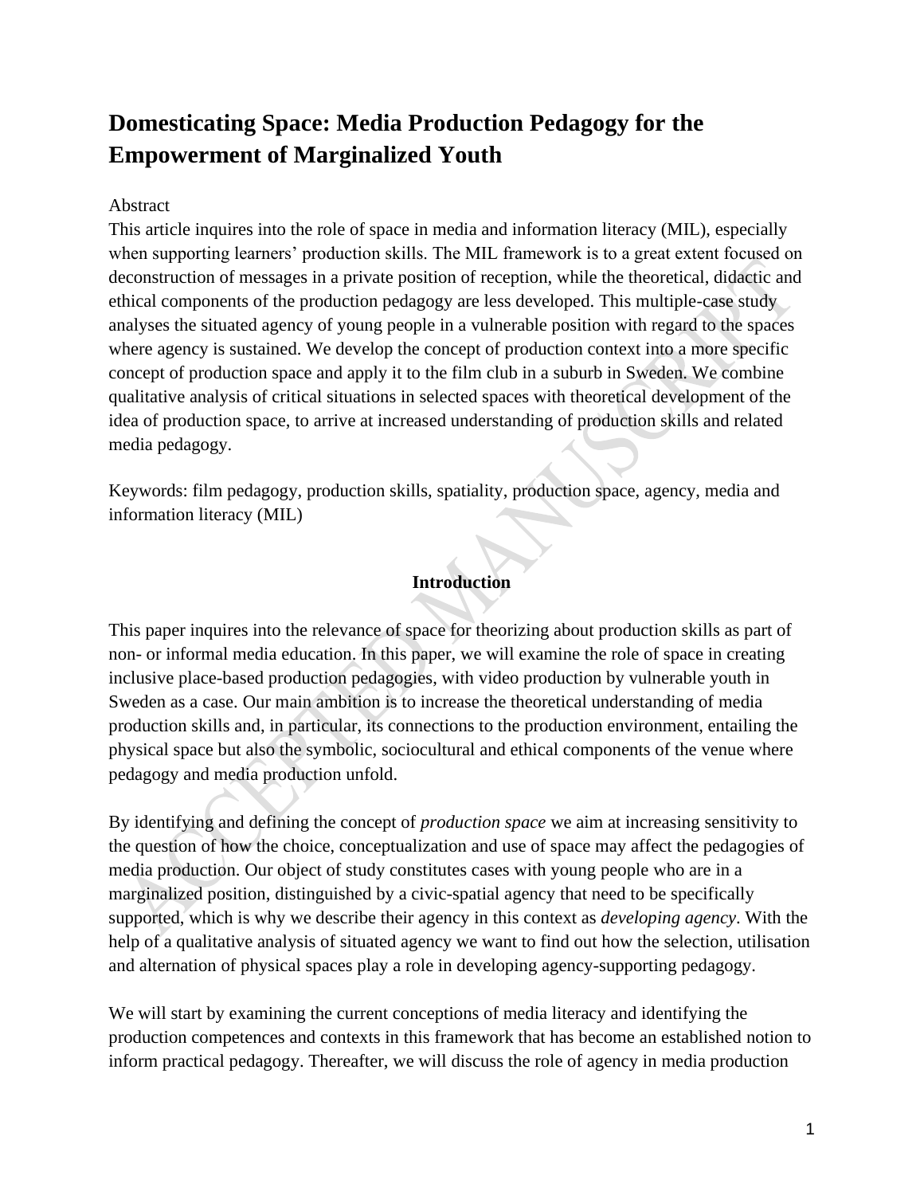# Domesticating Space: Media Production Pedagogy for the Empowerment of Marginalized Youth

Abstract

This article inquires into the role of space in media and information literacy (MIL), especially when supporting learners' production skills. The MIL framework is to a great extent focused on deconstruction of messages in a private position of reception, while the theoretical, didactic and ethical components of the production pedagogy are less developed. This multiple-case study analyses the situated agency of young people in a vulnerable position with regard to the spaces where agency is sustained. We develop the concept of production context into a more specific concept of production space and apply it to the film club in a suburb in Sweden. We combine qualitative analysis of critical situations in selected spaces with theoretical development of the idea of production space, to arrive at increased understanding of production skills and related media pedagogy.

Keywords: film pedagogy, production skills, spatiality, production space, agency, media and information literacy (MIL)

## Introduction

This paper inquires into the relevance of space for theorizing about production skills as part of non- or informal media education. In this paper, we will examine the role of space in creating inclusive place-based production pedagogies, with video production by vulnerable youth in Sweden as a case. Our main ambition is to increase the theoretical understanding of media production skills and, in particular, its connections to the production environment, entailing the physical space but also the symbolic, sociocultural and ethical components of the venue where pedagogy and media production unfold.

By identifying and defining the concept of *production space* we aim at increasing sensitivity to the question of how the choice, conceptualization and use of space may affect the pedagogies of media production. Our object of study constitutes cases with young people who are in a marginalized position, distinguished by a civic-spatial agency that need to be specifically supported, which is why we describe their agency in this context as *developing agency*. With the help of a qualitative analysis of situated agency we want to find out how the selection, utilisation and alternation of physical spaces play a role in developing agency-supporting pedagogy.

We will start by examining the current conceptions of media literacy and identifying the production competences and contexts in this framework that has become an established notion to inform practical pedagogy. Thereafter, we will discuss the role of agency in media production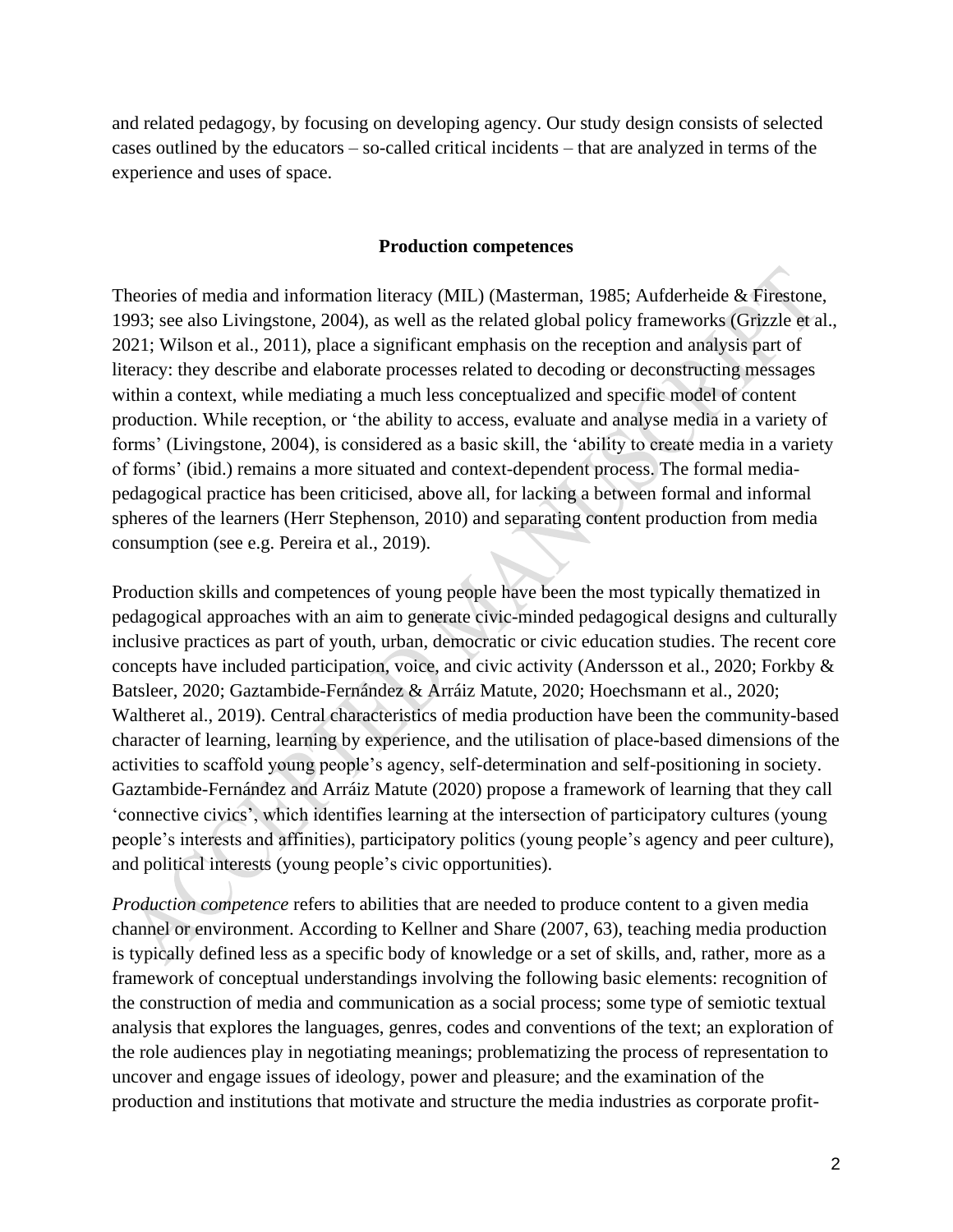and related pedagogy, by focusing on developing agency. Our study design consists of selected cases outlined by the educators – so-called critical incidents – that are analyzed in terms of the experience and uses of space.

## Production competences

Theories of media and information literacy (MIL) (Masterman, 1985; Aufderheide & Firestone, 1993; see also Livingstone, 2004), as well as the related global policy frameworks (Grizzle et al., 2021; Wilson et al., 2011), place a significant emphasis on the reception and analysis part of literacy: they describe and elaborate processes related to decoding or deconstructing messages within a context, while mediating a much less conceptualized and specific model of content production. While reception, or 'the ability to access, evaluate and analyse media in a variety of forms' (Livingstone, 2004), is considered as a basic skill, the 'ability to create media in a variety of forms' (ibid.) remains a more situated and context-dependent process. The formal media-pedagogical practice has been criticised, above all, for lacking a between formal and informal spheres of the learners (Herr Stephenson, 2010) and separating content production from media consumption (see e.g. Pereira et al., 2019).

Production skills and competences of young people have been the most typically thematized in pedagogical approaches with an aim to generate civic-minded pedagogical designs and culturally inclusive practices as part of youth, urban, democratic or civic education studies. The recent core concepts have included participation, voice, and civic activity (Andersson et al., 2020; Forkby & Batsleer, 2020; Gaztambide-Fernández & Arráiz Matute, 2020; Hoechsmann et al., 2020; Waltheret al., 2019). Central characteristics of media production have been the community-based character of learning, learning by experience, and the utilisation of place-based dimensions of the activities to scaffold young people's agency, self-determination and self-positioning in society. Gaztambide-Fernández and Arráiz Matute (2020) propose a framework of learning that they call 'connective civics', which identifies learning at the intersection of participatory cultures (young people's interests and affinities), participatory politics (young people's agency and peer culture), and political interests (young people's civic opportunities).

*Production competence* refers to abilities that are needed to produce content to a given media channel or environment. According to Kellner and Share (2007, 63), teaching media production is typically defined less as a specific body of knowledge or a set of skills, and, rather, more as a framework of conceptual understandings involving the following basic elements: recognition of the construction of media and communication as a social process; some type of semiotic textual analysis that explores the languages, genres, codes and conventions of the text; an exploration of the role audiences play in negotiating meanings; problematizing the process of representation to uncover and engage issues of ideology, power and pleasure; and the examination of the production and institutions that motivate and structure the media industries as corporate profit-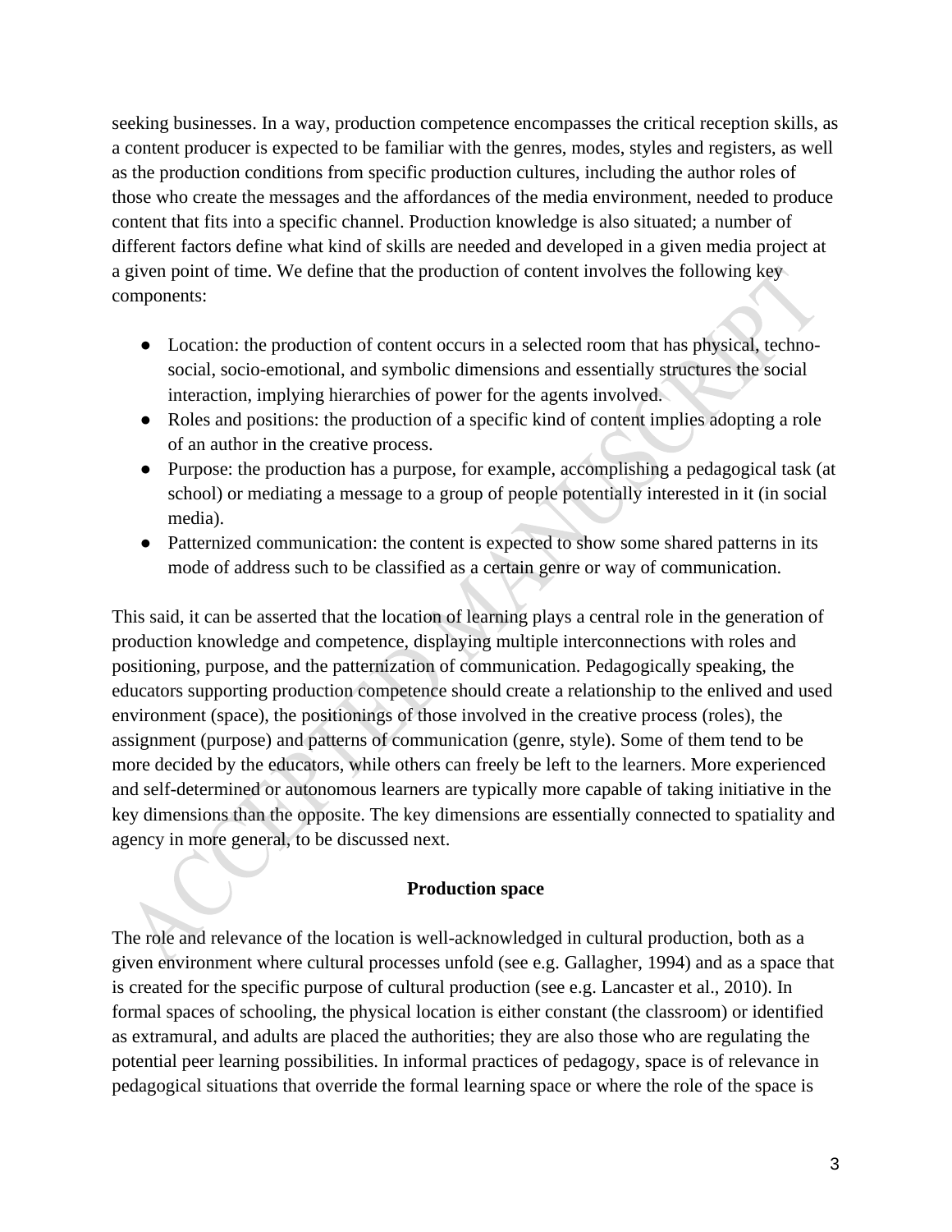seeking businesses. In a way, production competence encompasses the critical reception skills, as a content producer is expected to be familiar with the genres, modes, styles and registers, as well as the production conditions from specific production cultures, including the author roles of those who create the messages and the affordances of the media environment, needed to produce content that fits into a specific channel. Production knowledge is also situated; a number of different factors define what kind of skills are needed and developed in a given media project at a given point of time. We define that the production of content involves the following key components:

- Location: the production of content occurs in a selected room that has physical, techno-social, socio-emotional, and symbolic dimensions and essentially structures the social interaction, implying hierarchies of power for the agents involved.
- Roles and positions: the production of a specific kind of content implies adopting a role of an author in the creative process.
- Purpose: the production has a purpose, for example, accomplishing a pedagogical task (at school) or mediating a message to a group of people potentially interested in it (in social media).
- Patternized communication: the content is expected to show some shared patterns in its mode of address such to be classified as a certain genre or way of communication.

This said, it can be asserted that the location of learning plays a central role in the generation of production knowledge and competence, displaying multiple interconnections with roles and positioning, purpose, and the patternization of communication. Pedagogically speaking, the educators supporting production competence should create a relationship to the enlived and used environment (space), the positionings of those involved in the creative process (roles), the assignment (purpose) and patterns of communication (genre, style). Some of them tend to be more decided by the educators, while others can freely be left to the learners. More experienced and self-determined or autonomous learners are typically more capable of taking initiative in the key dimensions than the opposite. The key dimensions are essentially connected to spatiality and agency in more general, to be discussed next.

## Production space

The role and relevance of the location is well-acknowledged in cultural production, both as a given environment where cultural processes unfold (see e.g. Gallagher, 1994) and as a space that is created for the specific purpose of cultural production (see e.g. Lancaster et al., 2010). In formal spaces of schooling, the physical location is either constant (the classroom) or identified as extramural, and adults are placed the authorities; they are also those who are regulating the potential peer learning possibilities. In informal practices of pedagogy, space is of relevance in pedagogical situations that override the formal learning space or where the role of the space is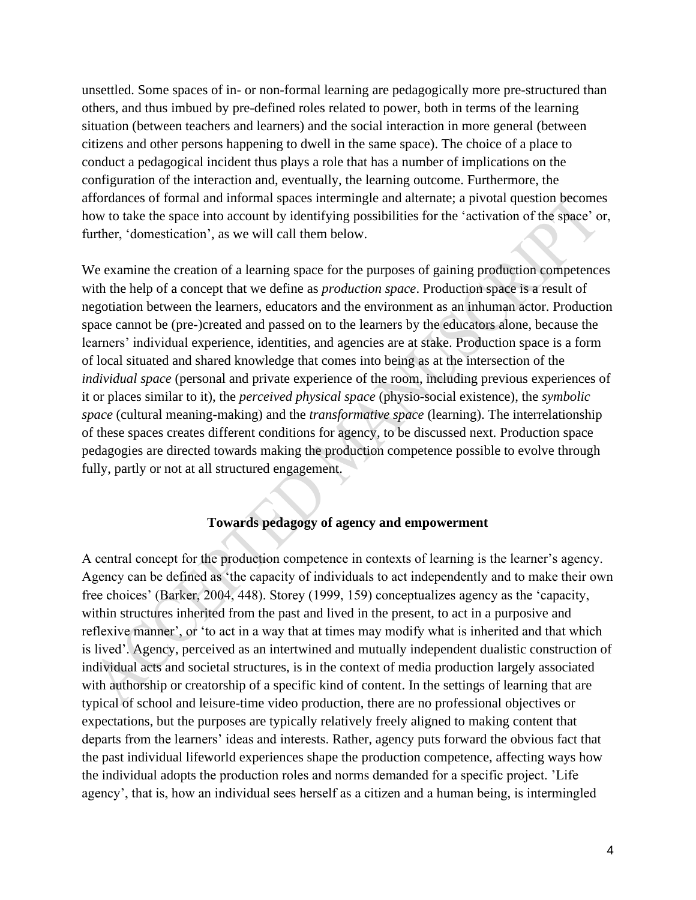unsettled. Some spaces of in- or non-formal learning are pedagogically more pre-structured than others, and thus imbued by pre-defined roles related to power, both in terms of the learning situation (between teachers and learners) and the social interaction in more general (between citizens and other persons happening to dwell in the same space). The choice of a place to conduct a pedagogical incident thus plays a role that has a number of implications on the configuration of the interaction and, eventually, the learning outcome. Furthermore, the affordances of formal and informal spaces intermingle and alternate; a pivotal question becomes how to take the space into account by identifying possibilities for the 'activation of the space' or, further, 'domestication', as we will call them below.

We examine the creation of a learning space for the purposes of gaining production competences with the help of a concept that we define as *production space*. Production space is a result of negotiation between the learners, educators and the environment as an inhuman actor. Production space cannot be (pre-)created and passed on to the learners by the educators alone, because the learners' individual experience, identities, and agencies are at stake. Production space is a form of local situated and shared knowledge that comes into being as at the intersection of the *individual space* (personal and private experience of the room, including previous experiences of it or places similar to it), the *perceived physical space* (physio-social existence), the *symbolic space* (cultural meaning-making) and the *transformative space* (learning). The interrelationship of these spaces creates different conditions for agency, to be discussed next. Production space pedagogies are directed towards making the production competence possible to evolve through fully, partly or not at all structured engagement.

## Towards pedagogy of agency and empowerment

A central concept for the production competence in contexts of learning is the learner's agency. Agency can be defined as 'the capacity of individuals to act independently and to make their own free choices' (Barker, 2004, 448). Storey (1999, 159) conceptualizes agency as the 'capacity, within structures inherited from the past and lived in the present, to act in a purposive and reflexive manner', or 'to act in a way that at times may modify what is inherited and that which is lived'. Agency, perceived as an intertwined and mutually independent dualistic construction of individual acts and societal structures, is in the context of media production largely associated with authorship or creatorship of a specific kind of content. In the settings of learning that are typical of school and leisure-time video production, there are no professional objectives or expectations, but the purposes are typically relatively freely aligned to making content that departs from the learners' ideas and interests. Rather, agency puts forward the obvious fact that the past individual lifeworld experiences shape the production competence, affecting ways how the individual adopts the production roles and norms demanded for a specific project. 'Life agency', that is, how an individual sees herself as a citizen and a human being, is intermingled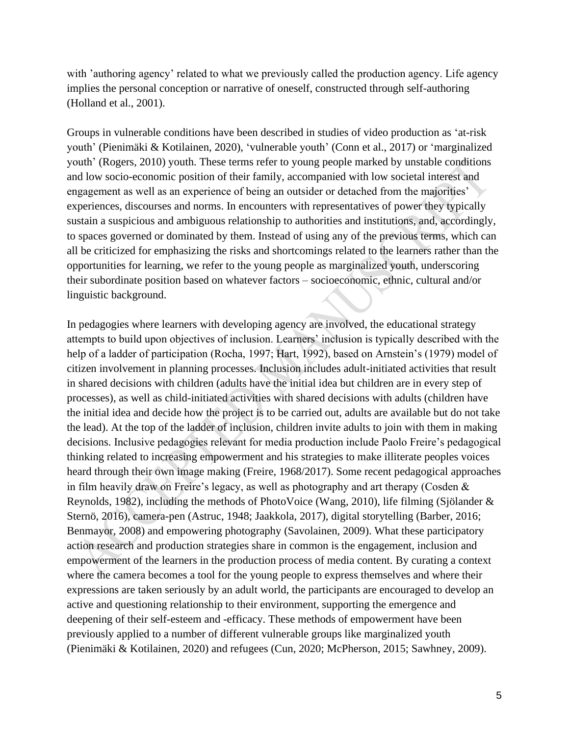with 'authoring agency' related to what we previously called the production agency. Life agency implies the personal conception or narrative of oneself, constructed through self-authoring (Holland et al., 2001).

Groups in vulnerable conditions have been described in studies of video production as 'at-risk youth' (Pienimäki & Kotilainen, 2020), 'vulnerable youth' (Conn et al., 2017) or 'marginalized youth' (Rogers, 2010) youth. These terms refer to young people marked by unstable conditions and low socio-economic position of their family, accompanied with low societal interest and engagement as well as an experience of being an outsider or detached from the majorities' experiences, discourses and norms. In encounters with representatives of power they typically sustain a suspicious and ambiguous relationship to authorities and institutions, and, accordingly, to spaces governed or dominated by them. Instead of using any of the previous terms, which can all be criticized for emphasizing the risks and shortcomings related to the learners rather than the opportunities for learning, we refer to the young people as marginalized youth, underscoring their subordinate position based on whatever factors – socioeconomic, ethnic, cultural and/or linguistic background.

In pedagogies where learners with developing agency are involved, the educational strategy attempts to build upon objectives of inclusion. Learners' inclusion is typically described with the help of a ladder of participation (Rocha, 1997; Hart, 1992), based on Arnstein's (1979) model of citizen involvement in planning processes. Inclusion includes adult-initiated activities that result in shared decisions with children (adults have the initial idea but children are in every step of processes), as well as child-initiated activities with shared decisions with adults (children have the initial idea and decide how the project is to be carried out, adults are available but do not take the lead). At the top of the ladder of inclusion, children invite adults to join with them in making decisions. Inclusive pedagogies relevant for media production include Paolo Freire's pedagogical thinking related to increasing empowerment and his strategies to make illiterate peoples voices heard through their own image making (Freire, 1968/2017). Some recent pedagogical approaches in film heavily draw on Freire's legacy, as well as photography and art therapy (Cosden & Reynolds, 1982), including the methods of PhotoVoice (Wang, 2010), life filming (Sjölander & Sternö, 2016), camera-pen (Astruc, 1948; Jaakkola, 2017), digital storytelling (Barber, 2016; Benmayor, 2008) and empowering photography (Savolainen, 2009). What these participatory action research and production strategies share in common is the engagement, inclusion and empowerment of the learners in the production process of media content. By curating a context where the camera becomes a tool for the young people to express themselves and where their expressions are taken seriously by an adult world, the participants are encouraged to develop an active and questioning relationship to their environment, supporting the emergence and deepening of their self-esteem and -efficacy. These methods of empowerment have been previously applied to a number of different vulnerable groups like marginalized youth (Pienimäki & Kotilainen, 2020) and refugees (Cun, 2020; McPherson, 2015; Sawhney, 2009).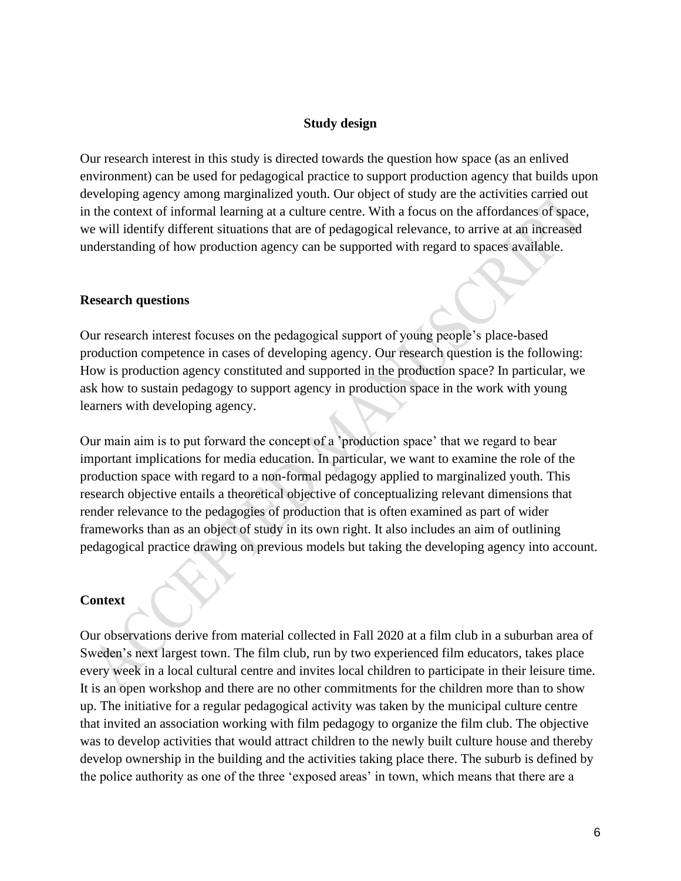## Study design

Our research interest in this study is directed towards the question how space (as an enlived environment) can be used for pedagogical practice to support production agency that builds upon developing agency among marginalized youth. Our object of study are the activities carried out in the context of informal learning at a culture centre. With a focus on the affordances of space, we will identify different situations that are of pedagogical relevance, to arrive at an increased understanding of how production agency can be supported with regard to spaces available.

### Research questions

Our research interest focuses on the pedagogical support of young people's place-based production competence in cases of developing agency. Our research question is the following: How is production agency constituted and supported in the production space? In particular, we ask how to sustain pedagogy to support agency in production space in the work with young learners with developing agency.

Our main aim is to put forward the concept of a 'production space' that we regard to bear important implications for media education. In particular, we want to examine the role of the production space with regard to a non-formal pedagogy applied to marginalized youth. This research objective entails a theoretical objective of conceptualizing relevant dimensions that render relevance to the pedagogies of production that is often examined as part of wider frameworks than as an object of study in its own right. It also includes an aim of outlining pedagogical practice drawing on previous models but taking the developing agency into account.

### Context

Our observations derive from material collected in Fall 2020 at a film club in a suburban area of Sweden's next largest town. The film club, run by two experienced film educators, takes place every week in a local cultural centre and invites local children to participate in their leisure time. It is an open workshop and there are no other commitments for the children more than to show up. The initiative for a regular pedagogical activity was taken by the municipal culture centre that invited an association working with film pedagogy to organize the film club. The objective was to develop activities that would attract children to the newly built culture house and thereby develop ownership in the building and the activities taking place there. The suburb is defined by the police authority as one of the three 'exposed areas' in town, which means that there are a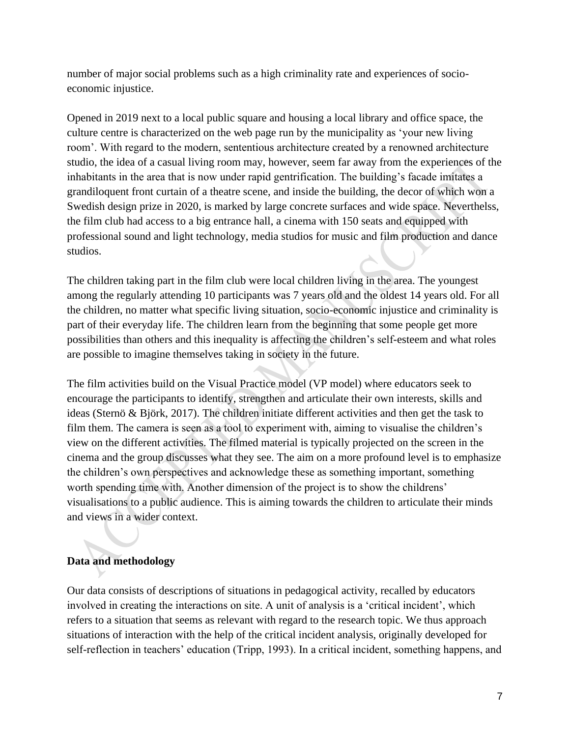number of major social problems such as a high criminality rate and experiences of socio-economic injustice.

Opened in 2019 next to a local public square and housing a local library and office space, the culture centre is characterized on the web page run by the municipality as 'your new living room'. With regard to the modern, sententious architecture created by a renowned architecture studio, the idea of a casual living room may, however, seem far away from the experiences of the inhabitants in the area that is now under rapid gentrification. The building's facade imitates a grandiloquent front curtain of a theatre scene, and inside the building, the decor of which won a Swedish design prize in 2020, is marked by large concrete surfaces and wide space. Neverthelss, the film club had access to a big entrance hall, a cinema with 150 seats and equipped with professional sound and light technology, media studios for music and film production and dance studios.

The children taking part in the film club were local children living in the area. The youngest among the regularly attending 10 participants was 7 years old and the oldest 14 years old. For all the children, no matter what specific living situation, socio-economic injustice and criminality is part of their everyday life. The children learn from the beginning that some people get more possibilities than others and this inequality is affecting the children's self-esteem and what roles are possible to imagine themselves taking in society in the future.

The film activities build on the Visual Practice model (VP model) where educators seek to encourage the participants to identify, strengthen and articulate their own interests, skills and ideas (Sternö & Björk, 2017). The children initiate different activities and then get the task to film them. The camera is seen as a tool to experiment with, aiming to visualise the children's view on the different activities. The filmed material is typically projected on the screen in the cinema and the group discusses what they see. The aim on a more profound level is to emphasize the children's own perspectives and acknowledge these as something important, something worth spending time with. Another dimension of the project is to show the childrens' visualisations to a public audience. This is aiming towards the children to articulate their minds and views in a wider context.

## Data and methodology

Our data consists of descriptions of situations in pedagogical activity, recalled by educators involved in creating the interactions on site. A unit of analysis is a 'critical incident', which refers to a situation that seems as relevant with regard to the research topic. We thus approach situations of interaction with the help of the critical incident analysis, originally developed for self-reflection in teachers' education (Tripp, 1993). In a critical incident, something happens, and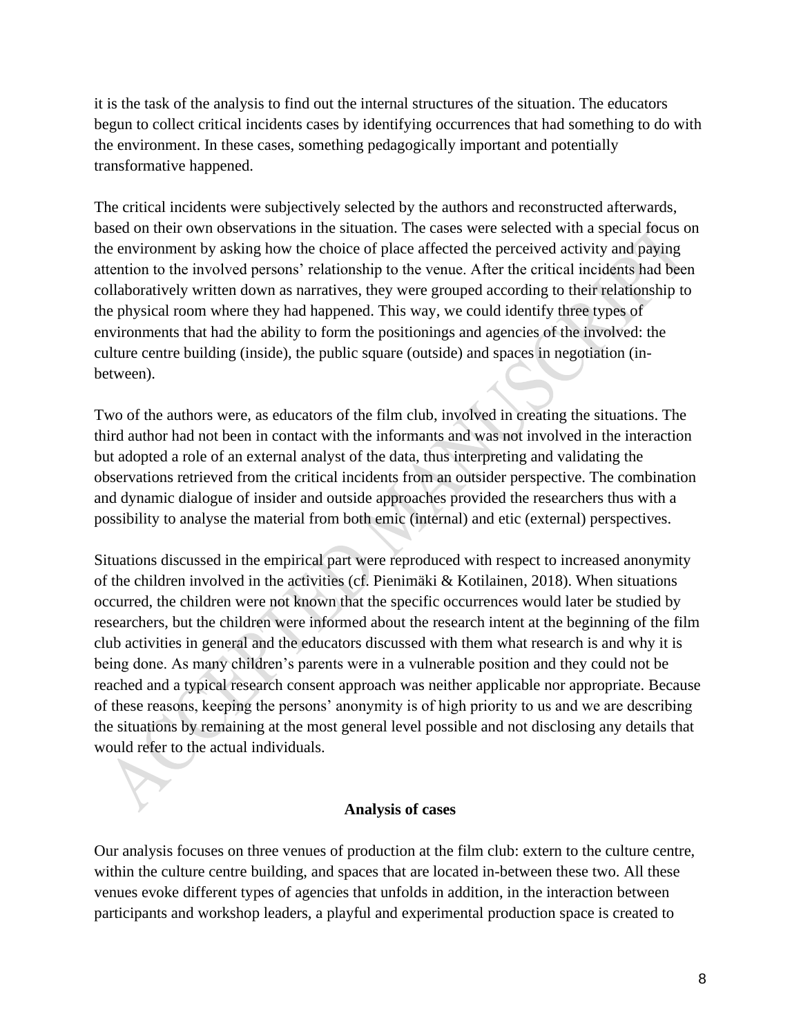it is the task of the analysis to find out the internal structures of the situation. The educators begun to collect critical incidents cases by identifying occurrences that had something to do with the environment. In these cases, something pedagogically important and potentially transformative happened.

The critical incidents were subjectively selected by the authors and reconstructed afterwards, based on their own observations in the situation. The cases were selected with a special focus on the environment by asking how the choice of place affected the perceived activity and paying attention to the involved persons' relationship to the venue. After the critical incidents had been collaboratively written down as narratives, they were grouped according to their relationship to the physical room where they had happened. This way, we could identify three types of environments that had the ability to form the positionings and agencies of the involved: the culture centre building (inside), the public square (outside) and spaces in negotiation (in-between).

Two of the authors were, as educators of the film club, involved in creating the situations. The third author had not been in contact with the informants and was not involved in the interaction but adopted a role of an external analyst of the data, thus interpreting and validating the observations retrieved from the critical incidents from an outsider perspective. The combination and dynamic dialogue of insider and outside approaches provided the researchers thus with a possibility to analyse the material from both emic (internal) and etic (external) perspectives.

Situations discussed in the empirical part were reproduced with respect to increased anonymity of the children involved in the activities (cf. Pienimäki & Kotilainen, 2018). When situations occurred, the children were not known that the specific occurrences would later be studied by researchers, but the children were informed about the research intent at the beginning of the film club activities in general and the educators discussed with them what research is and why it is being done. As many children's parents were in a vulnerable position and they could not be reached and a typical research consent approach was neither applicable nor appropriate. Because of these reasons, keeping the persons' anonymity is of high priority to us and we are describing the situations by remaining at the most general level possible and not disclosing any details that would refer to the actual individuals.

## Analysis of cases

Our analysis focuses on three venues of production at the film club: extern to the culture centre, within the culture centre building, and spaces that are located in-between these two. All these venues evoke different types of agencies that unfolds in addition, in the interaction between participants and workshop leaders, a playful and experimental production space is created to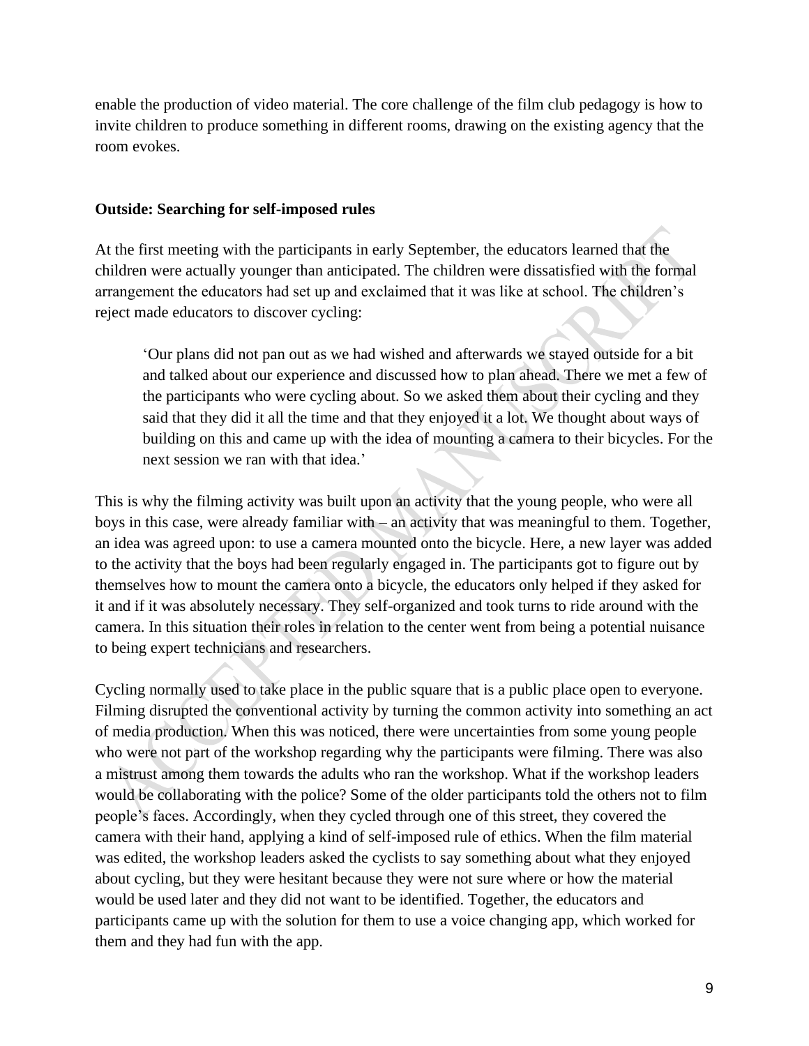enable the production of video material. The core challenge of the film club pedagogy is how to invite children to produce something in different rooms, drawing on the existing agency that the room evokes.

**Outside: Searching for self-imposed rules**

At the first meeting with the participants in early September, the educators learned that the children were actually younger than anticipated. The children were dissatisfied with the formal arrangement the educators had set up and exclaimed that it was like at school. The children's reject made educators to discover cycling:

> 'Our plans did not pan out as we had wished and afterwards we stayed outside for a bit and talked about our experience and discussed how to plan ahead. There we met a few of the participants who were cycling about. So we asked them about their cycling and they said that they did it all the time and that they enjoyed it a lot. We thought about ways of building on this and came up with the idea of mounting a camera to their bicycles. For the next session we ran with that idea.'

This is why the filming activity was built upon an activity that the young people, who were all boys in this case, were already familiar with – an activity that was meaningful to them. Together, an idea was agreed upon: to use a camera mounted onto the bicycle. Here, a new layer was added to the activity that the boys had been regularly engaged in. The participants got to figure out by themselves how to mount the camera onto a bicycle, the educators only helped if they asked for it and if it was absolutely necessary. They self-organized and took turns to ride around with the camera. In this situation their roles in relation to the center went from being a potential nuisance to being expert technicians and researchers.

Cycling normally used to take place in the public square that is a public place open to everyone. Filming disrupted the conventional activity by turning the common activity into something an act of media production. When this was noticed, there were uncertainties from some young people who were not part of the workshop regarding why the participants were filming. There was also a mistrust among them towards the adults who ran the workshop. What if the workshop leaders would be collaborating with the police? Some of the older participants told the others not to film people's faces. Accordingly, when they cycled through one of this street, they covered the camera with their hand, applying a kind of self-imposed rule of ethics. When the film material was edited, the workshop leaders asked the cyclists to say something about what they enjoyed about cycling, but they were hesitant because they were not sure where or how the material would be used later and they did not want to be identified. Together, the educators and participants came up with the solution for them to use a voice changing app, which worked for them and they had fun with the app.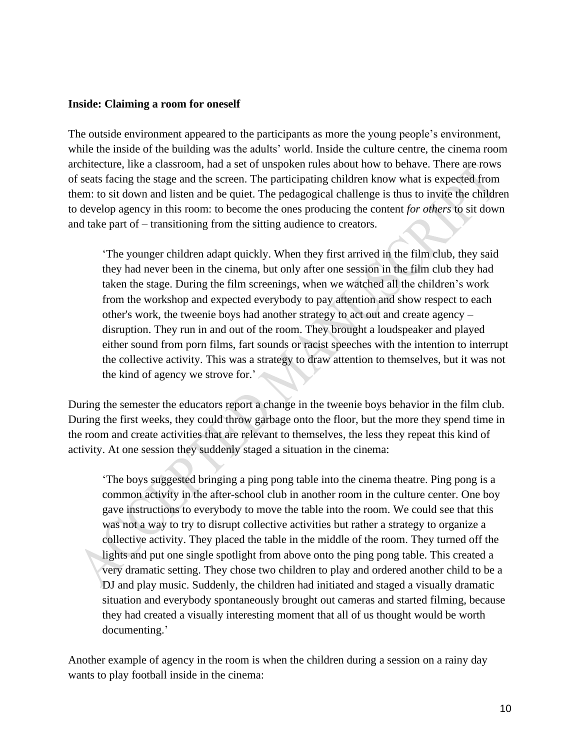**Inside: Claiming a room for oneself**

The outside environment appeared to the participants as more the young people's environment, while the inside of the building was the adults' world. Inside the culture centre, the cinema room architecture, like a classroom, had a set of unspoken rules about how to behave. There are rows of seats facing the stage and the screen. The participating children know what is expected from them: to sit down and listen and be quiet. The pedagogical challenge is thus to invite the children to develop agency in this room: to become the ones producing the content *for others* to sit down and take part of – transitioning from the sitting audience to creators.

> 'The younger children adapt quickly. When they first arrived in the film club, they said they had never been in the cinema, but only after one session in the film club they had taken the stage. During the film screenings, when we watched all the children's work from the workshop and expected everybody to pay attention and show respect to each other's work, the tweenie boys had another strategy to act out and create agency – disruption. They run in and out of the room. They brought a loudspeaker and played either sound from porn films, fart sounds or racist speeches with the intention to interrupt the collective activity. This was a strategy to draw attention to themselves, but it was not the kind of agency we strove for.'

During the semester the educators report a change in the tweenie boys behavior in the film club. During the first weeks, they could throw garbage onto the floor, but the more they spend time in the room and create activities that are relevant to themselves, the less they repeat this kind of activity. At one session they suddenly staged a situation in the cinema:

> 'The boys suggested bringing a ping pong table into the cinema theatre. Ping pong is a common activity in the after-school club in another room in the culture center. One boy gave instructions to everybody to move the table into the room. We could see that this was not a way to try to disrupt collective activities but rather a strategy to organize a collective activity. They placed the table in the middle of the room. They turned off the lights and put one single spotlight from above onto the ping pong table. This created a very dramatic setting. They chose two children to play and ordered another child to be a DJ and play music. Suddenly, the children had initiated and staged a visually dramatic situation and everybody spontaneously brought out cameras and started filming, because they had created a visually interesting moment that all of us thought would be worth documenting.'

Another example of agency in the room is when the children during a session on a rainy day wants to play football inside in the cinema: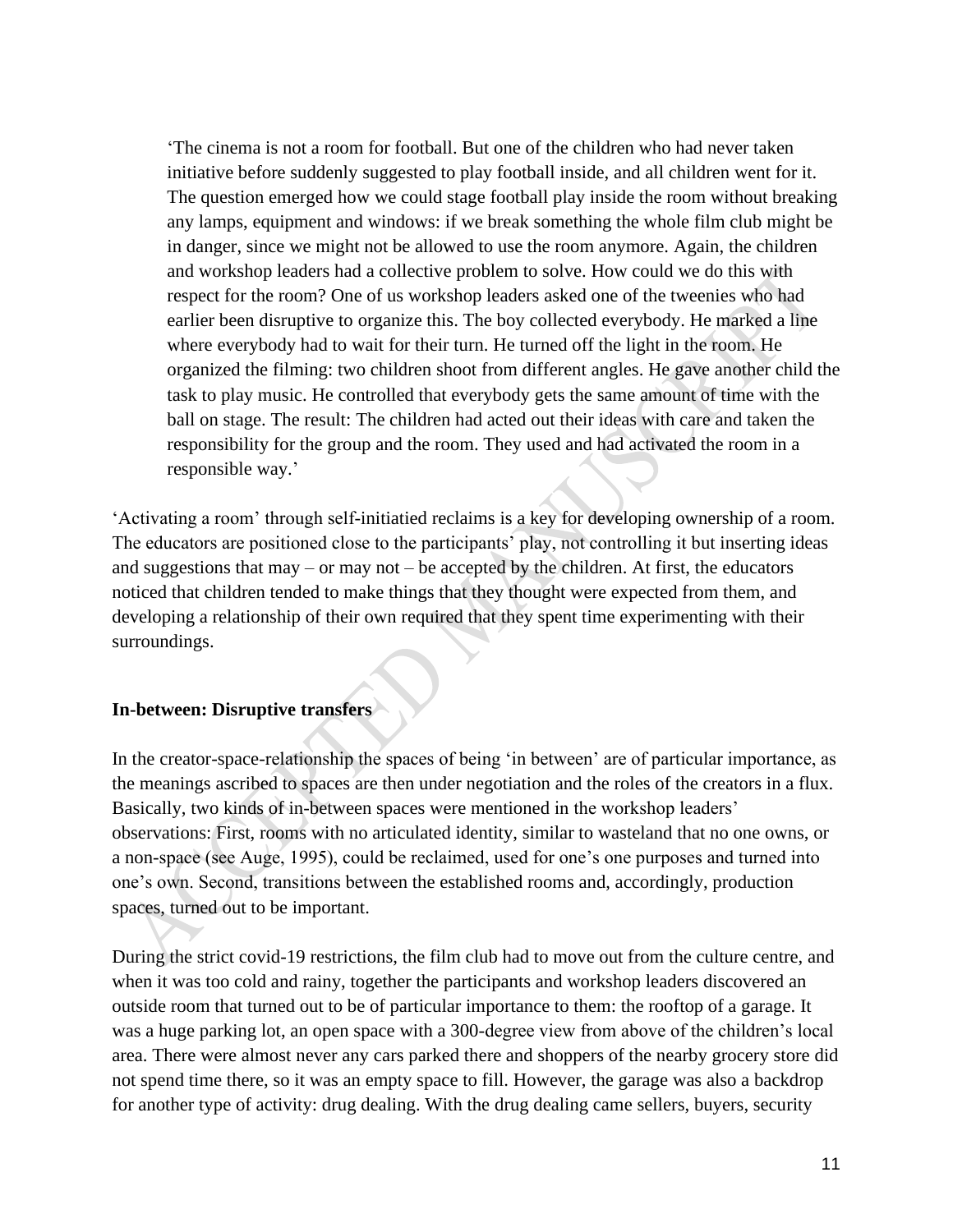> 'The cinema is not a room for football. But one of the children who had never taken initiative before suddenly suggested to play football inside, and all children went for it. The question emerged how we could stage football play inside the room without breaking any lamps, equipment and windows: if we break something the whole film club might be in danger, since we might not be allowed to use the room anymore. Again, the children and workshop leaders had a collective problem to solve. How could we do this with respect for the room? One of us workshop leaders asked one of the tweenies who had earlier been disruptive to organize this. The boy collected everybody. He marked a line where everybody had to wait for their turn. He turned off the light in the room. He organized the filming: two children shoot from different angles. He gave another child the task to play music. He controlled that everybody gets the same amount of time with the ball on stage. The result: The children had acted out their ideas with care and taken the responsibility for the group and the room. They used and had activated the room in a responsible way.'

'Activating a room' through self-initiatied reclaims is a key for developing ownership of a room. The educators are positioned close to the participants' play, not controlling it but inserting ideas and suggestions that may – or may not – be accepted by the children. At first, the educators noticed that children tended to make things that they thought were expected from them, and developing a relationship of their own required that they spent time experimenting with their surroundings.

**In-between: Disruptive transfers**

In the creator-space-relationship the spaces of being 'in between' are of particular importance, as the meanings ascribed to spaces are then under negotiation and the roles of the creators in a flux. Basically, two kinds of in-between spaces were mentioned in the workshop leaders' observations: First, rooms with no articulated identity, similar to wasteland that no one owns, or a non-space (see Auge, 1995), could be reclaimed, used for one's one purposes and turned into one's own. Second, transitions between the established rooms and, accordingly, production spaces, turned out to be important.

During the strict covid-19 restrictions, the film club had to move out from the culture centre, and when it was too cold and rainy, together the participants and workshop leaders discovered an outside room that turned out to be of particular importance to them: the rooftop of a garage. It was a huge parking lot, an open space with a 300-degree view from above of the children's local area. There were almost never any cars parked there and shoppers of the nearby grocery store did not spend time there, so it was an empty space to fill. However, the garage was also a backdrop for another type of activity: drug dealing. With the drug dealing came sellers, buyers, security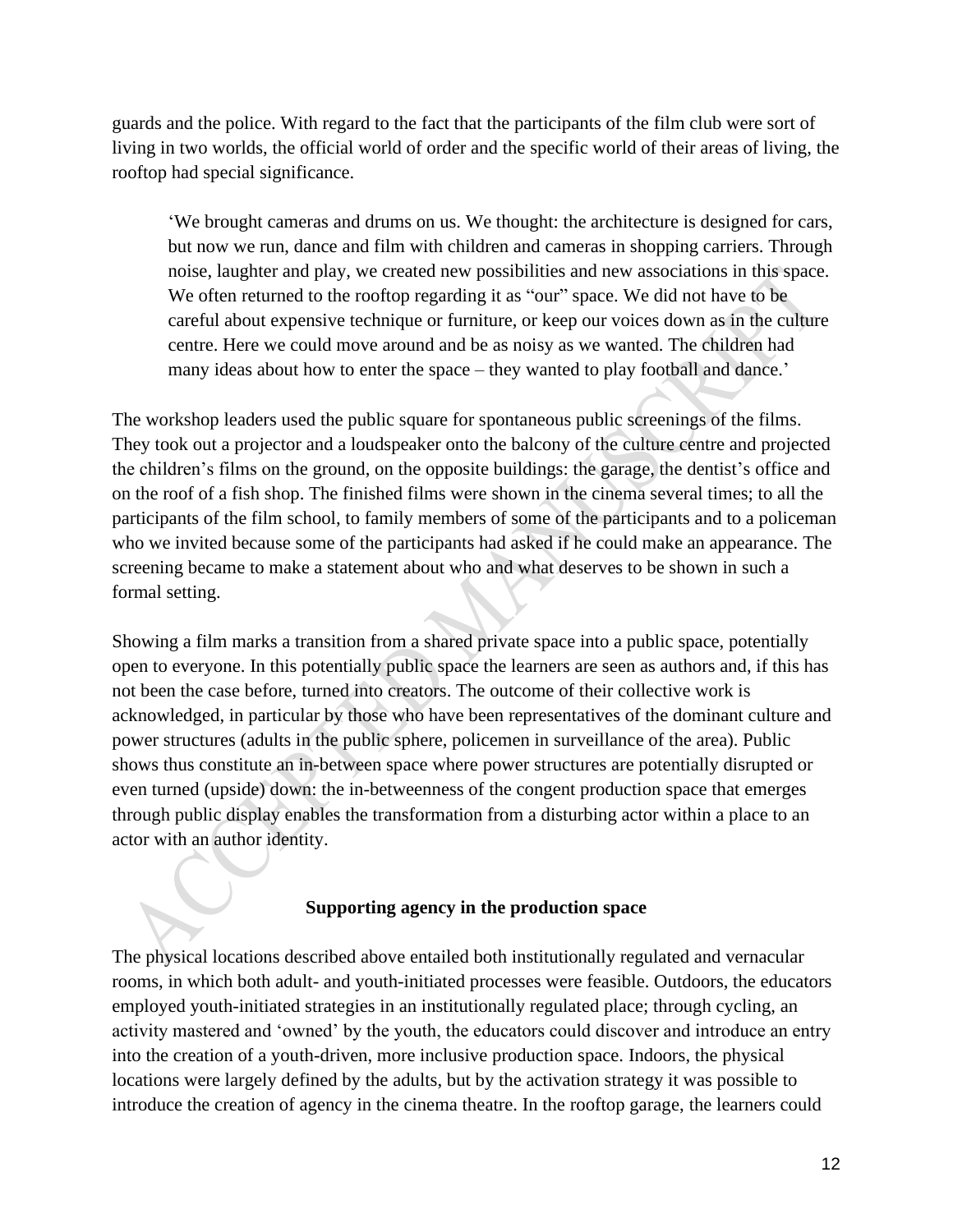guards and the police. With regard to the fact that the participants of the film club were sort of living in two worlds, the official world of order and the specific world of their areas of living, the rooftop had special significance.

> 'We brought cameras and drums on us. We thought: the architecture is designed for cars, but now we run, dance and film with children and cameras in shopping carriers. Through noise, laughter and play, we created new possibilities and new associations in this space. We often returned to the rooftop regarding it as "our" space. We did not have to be careful about expensive technique or furniture, or keep our voices down as in the culture centre. Here we could move around and be as noisy as we wanted. The children had many ideas about how to enter the space – they wanted to play football and dance.'

The workshop leaders used the public square for spontaneous public screenings of the films. They took out a projector and a loudspeaker onto the balcony of the culture centre and projected the children's films on the ground, on the opposite buildings: the garage, the dentist's office and on the roof of a fish shop. The finished films were shown in the cinema several times; to all the participants of the film school, to family members of some of the participants and to a policeman who we invited because some of the participants had asked if he could make an appearance. The screening became to make a statement about who and what deserves to be shown in such a formal setting.

Showing a film marks a transition from a shared private space into a public space, potentially open to everyone. In this potentially public space the learners are seen as authors and, if this has not been the case before, turned into creators. The outcome of their collective work is acknowledged, in particular by those who have been representatives of the dominant culture and power structures (adults in the public sphere, policemen in surveillance of the area). Public shows thus constitute an in-between space where power structures are potentially disrupted or even turned (upside) down: the in-betweenness of the congent production space that emerges through public display enables the transformation from a disturbing actor within a place to an actor with an author identity.

## Supporting agency in the production space

The physical locations described above entailed both institutionally regulated and vernacular rooms, in which both adult- and youth-initiated processes were feasible. Outdoors, the educators employed youth-initiated strategies in an institutionally regulated place; through cycling, an activity mastered and 'owned' by the youth, the educators could discover and introduce an entry into the creation of a youth-driven, more inclusive production space. Indoors, the physical locations were largely defined by the adults, but by the activation strategy it was possible to introduce the creation of agency in the cinema theatre. In the rooftop garage, the learners could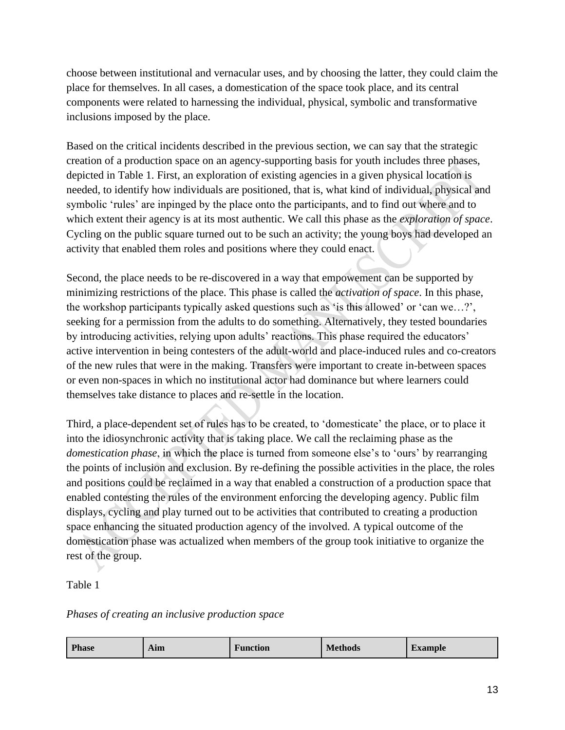choose between institutional and vernacular uses, and by choosing the latter, they could claim the place for themselves. In all cases, a domestication of the space took place, and its central components were related to harnessing the individual, physical, symbolic and transformative inclusions imposed by the place.

Based on the critical incidents described in the previous section, we can say that the strategic creation of a production space on an agency-supporting basis for youth includes three phases, depicted in Table 1. First, an exploration of existing agencies in a given physical location is needed, to identify how individuals are positioned, that is, what kind of individual, physical and symbolic 'rules' are inpinged by the place onto the participants, and to find out where and to which extent their agency is at its most authentic. We call this phase as the *exploration of space*. Cycling on the public square turned out to be such an activity; the young boys had developed an activity that enabled them roles and positions where they could enact.

Second, the place needs to be re-discovered in a way that empowement can be supported by minimizing restrictions of the place. This phase is called the *activation of space*. In this phase, the workshop participants typically asked questions such as 'is this allowed' or 'can we…?', seeking for a permission from the adults to do something. Alternatively, they tested boundaries by introducing activities, relying upon adults' reactions. This phase required the educators' active intervention in being contesters of the adult-world and place-induced rules and co-creators of the new rules that were in the making. Transfers were important to create in-between spaces or even non-spaces in which no institutional actor had dominance but where learners could themselves take distance to places and re-settle in the location.

Third, a place-dependent set of rules has to be created, to 'domesticate' the place, or to place it into the idiosynchronic activity that is taking place. We call the reclaiming phase as the *domestication phase*, in which the place is turned from someone else's to 'ours' by rearranging the points of inclusion and exclusion. By re-defining the possible activities in the place, the roles and positions could be reclaimed in a way that enabled a construction of a production space that enabled contesting the rules of the environment enforcing the developing agency. Public film displays, cycling and play turned out to be activities that contributed to creating a production space enhancing the situated production agency of the involved. A typical outcome of the domestication phase was actualized when members of the group took initiative to organize the rest of the group.

Table 1

*Phases of creating an inclusive production space*

| Phase | Aim | Function | Methods | Example |
|---|---|---|---|---|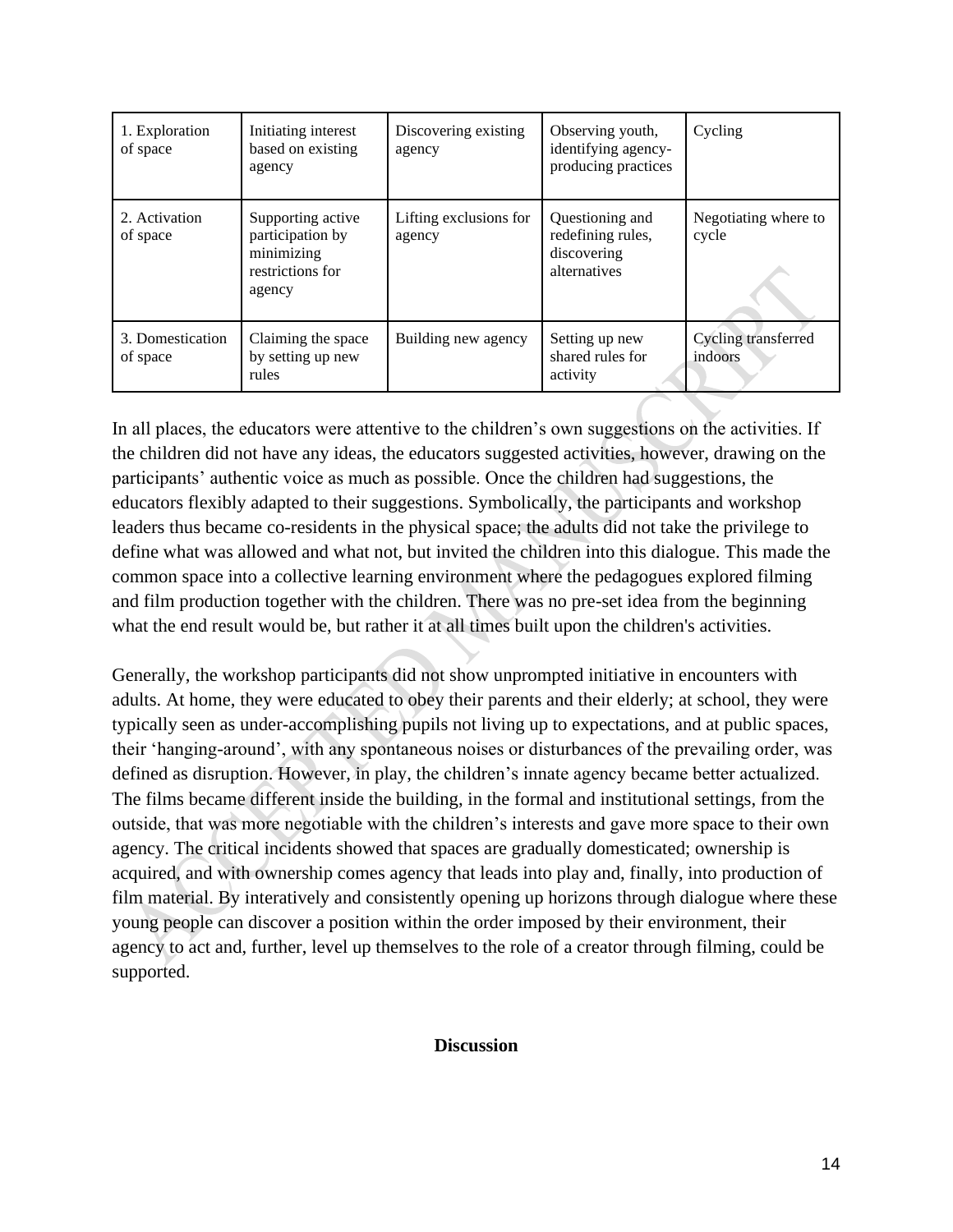| 1. Exploration of space | Initiating interest based on existing agency | Discovering existing agency | Observing youth, identifying agency-producing practices | Cycling |
|---|---|---|---|---|
| 2. Activation of space | Supporting active participation by minimizing restrictions for agency | Lifting exclusions for agency | Questioning and redefining rules, discovering alternatives | Negotiating where to cycle |
| 3. Domestication of space | Claiming the space by setting up new rules | Building new agency | Setting up new shared rules for activity | Cycling transferred indoors |

In all places, the educators were attentive to the children's own suggestions on the activities. If the children did not have any ideas, the educators suggested activities, however, drawing on the participants' authentic voice as much as possible. Once the children had suggestions, the educators flexibly adapted to their suggestions. Symbolically, the participants and workshop leaders thus became co-residents in the physical space; the adults did not take the privilege to define what was allowed and what not, but invited the children into this dialogue. This made the common space into a collective learning environment where the pedagogues explored filming and film production together with the children. There was no pre-set idea from the beginning what the end result would be, but rather it at all times built upon the children's activities.

Generally, the workshop participants did not show unprompted initiative in encounters with adults. At home, they were educated to obey their parents and their elderly; at school, they were typically seen as under-accomplishing pupils not living up to expectations, and at public spaces, their 'hanging-around', with any spontaneous noises or disturbances of the prevailing order, was defined as disruption. However, in play, the children's innate agency became better actualized. The films became different inside the building, in the formal and institutional settings, from the outside, that was more negotiable with the children's interests and gave more space to their own agency. The critical incidents showed that spaces are gradually domesticated; ownership is acquired, and with ownership comes agency that leads into play and, finally, into production of film material. By interatively and consistently opening up horizons through dialogue where these young people can discover a position within the order imposed by their environment, their agency to act and, further, level up themselves to the role of a creator through filming, could be supported.

## Discussion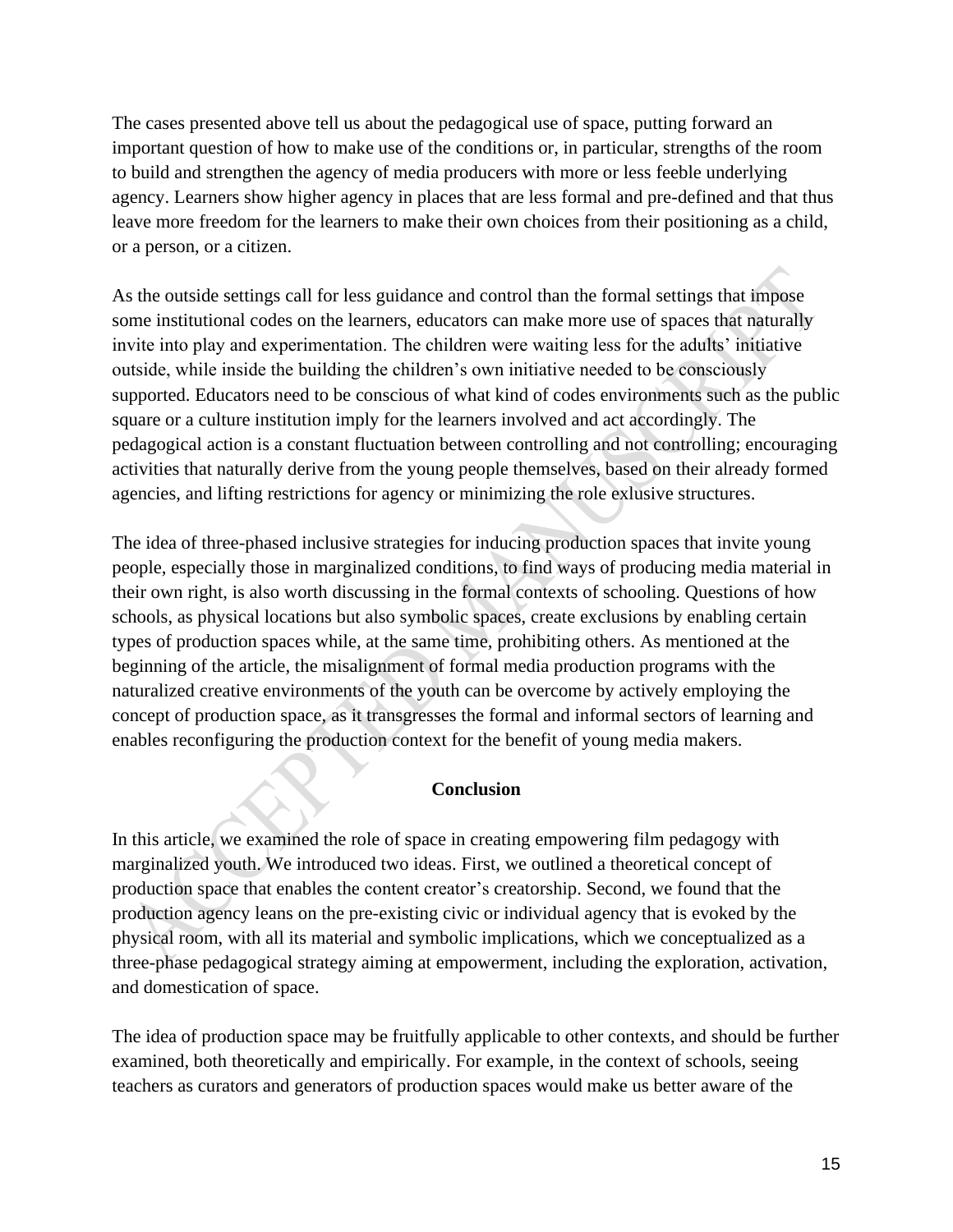The cases presented above tell us about the pedagogical use of space, putting forward an important question of how to make use of the conditions or, in particular, strengths of the room to build and strengthen the agency of media producers with more or less feeble underlying agency. Learners show higher agency in places that are less formal and pre-defined and that thus leave more freedom for the learners to make their own choices from their positioning as a child, or a person, or a citizen.

As the outside settings call for less guidance and control than the formal settings that impose some institutional codes on the learners, educators can make more use of spaces that naturally invite into play and experimentation. The children were waiting less for the adults' initiative outside, while inside the building the children's own initiative needed to be consciously supported. Educators need to be conscious of what kind of codes environments such as the public square or a culture institution imply for the learners involved and act accordingly. The pedagogical action is a constant fluctuation between controlling and not controlling; encouraging activities that naturally derive from the young people themselves, based on their already formed agencies, and lifting restrictions for agency or minimizing the role exlusive structures.

The idea of three-phased inclusive strategies for inducing production spaces that invite young people, especially those in marginalized conditions, to find ways of producing media material in their own right, is also worth discussing in the formal contexts of schooling. Questions of how schools, as physical locations but also symbolic spaces, create exclusions by enabling certain types of production spaces while, at the same time, prohibiting others. As mentioned at the beginning of the article, the misalignment of formal media production programs with the naturalized creative environments of the youth can be overcome by actively employing the concept of production space, as it transgresses the formal and informal sectors of learning and enables reconfiguring the production context for the benefit of young media makers.

## Conclusion

In this article, we examined the role of space in creating empowering film pedagogy with marginalized youth. We introduced two ideas. First, we outlined a theoretical concept of production space that enables the content creator's creatorship. Second, we found that the production agency leans on the pre-existing civic or individual agency that is evoked by the physical room, with all its material and symbolic implications, which we conceptualized as a three-phase pedagogical strategy aiming at empowerment, including the exploration, activation, and domestication of space.

The idea of production space may be fruitfully applicable to other contexts, and should be further examined, both theoretically and empirically. For example, in the context of schools, seeing teachers as curators and generators of production spaces would make us better aware of the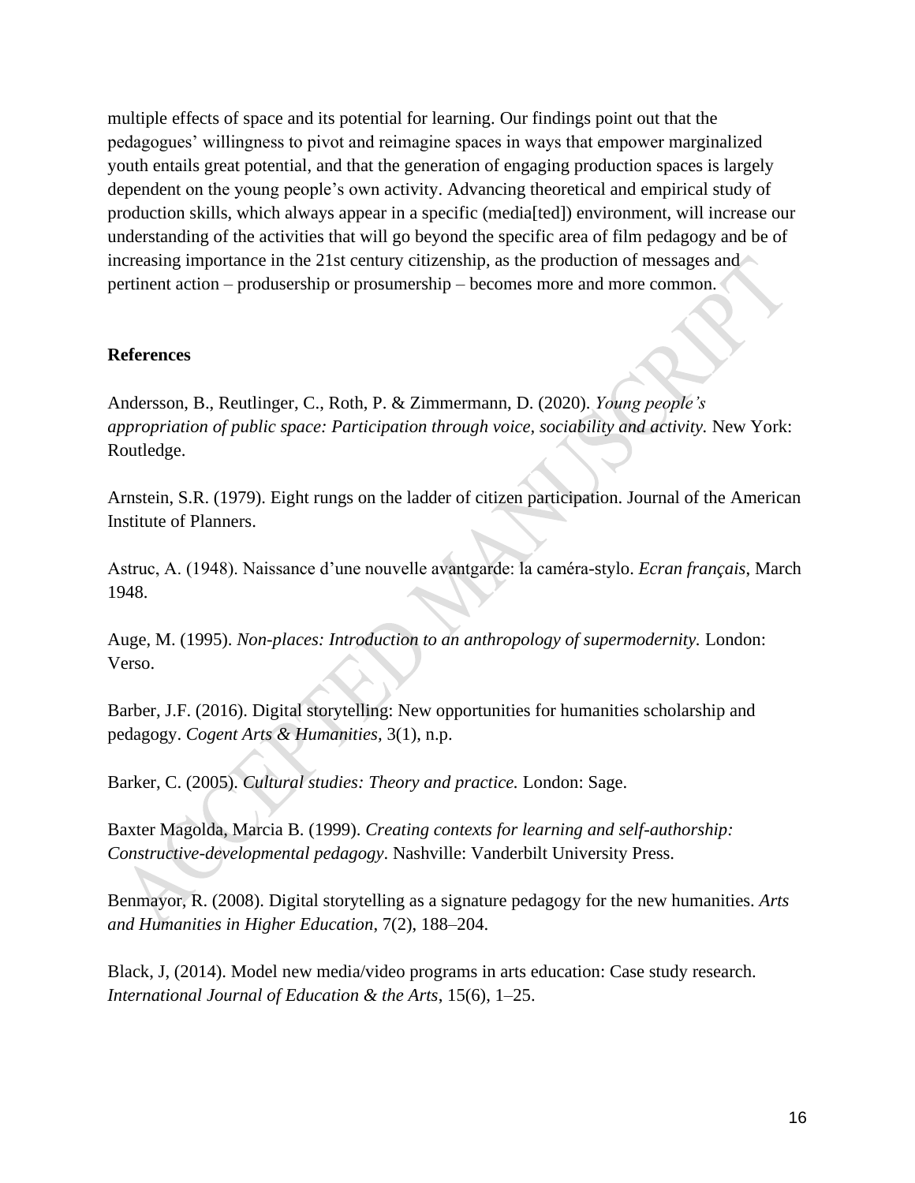multiple effects of space and its potential for learning. Our findings point out that the pedagogues' willingness to pivot and reimagine spaces in ways that empower marginalized youth entails great potential, and that the generation of engaging production spaces is largely dependent on the young people's own activity. Advancing theoretical and empirical study of production skills, which always appear in a specific (media[ted]) environment, will increase our understanding of the activities that will go beyond the specific area of film pedagogy and be of increasing importance in the 21st century citizenship, as the production of messages and pertinent action – produsership or prosumership – becomes more and more common.

**References**

Andersson, B., Reutlinger, C., Roth, P. & Zimmermann, D. (2020). *Young people's appropriation of public space: Participation through voice, sociability and activity.* New York: Routledge.

Arnstein, S.R. (1979). Eight rungs on the ladder of citizen participation. Journal of the American Institute of Planners.

Astruc, A. (1948). Naissance d'une nouvelle avantgarde: la caméra-stylo. *Ecran français*, March 1948.

Auge, M. (1995). *Non-places: Introduction to an anthropology of supermodernity.* London: Verso.

Barber, J.F. (2016). Digital storytelling: New opportunities for humanities scholarship and pedagogy. *Cogent Arts & Humanities*, 3(1), n.p.

Barker, C. (2005). *Cultural studies: Theory and practice.* London: Sage.

Baxter Magolda, Marcia B. (1999). *Creating contexts for learning and self-authorship: Constructive-developmental pedagogy*. Nashville: Vanderbilt University Press.

Benmayor, R. (2008). Digital storytelling as a signature pedagogy for the new humanities. *Arts and Humanities in Higher Education*, 7(2), 188–204.

Black, J, (2014). Model new media/video programs in arts education: Case study research. *International Journal of Education & the Arts*, 15(6), 1–25.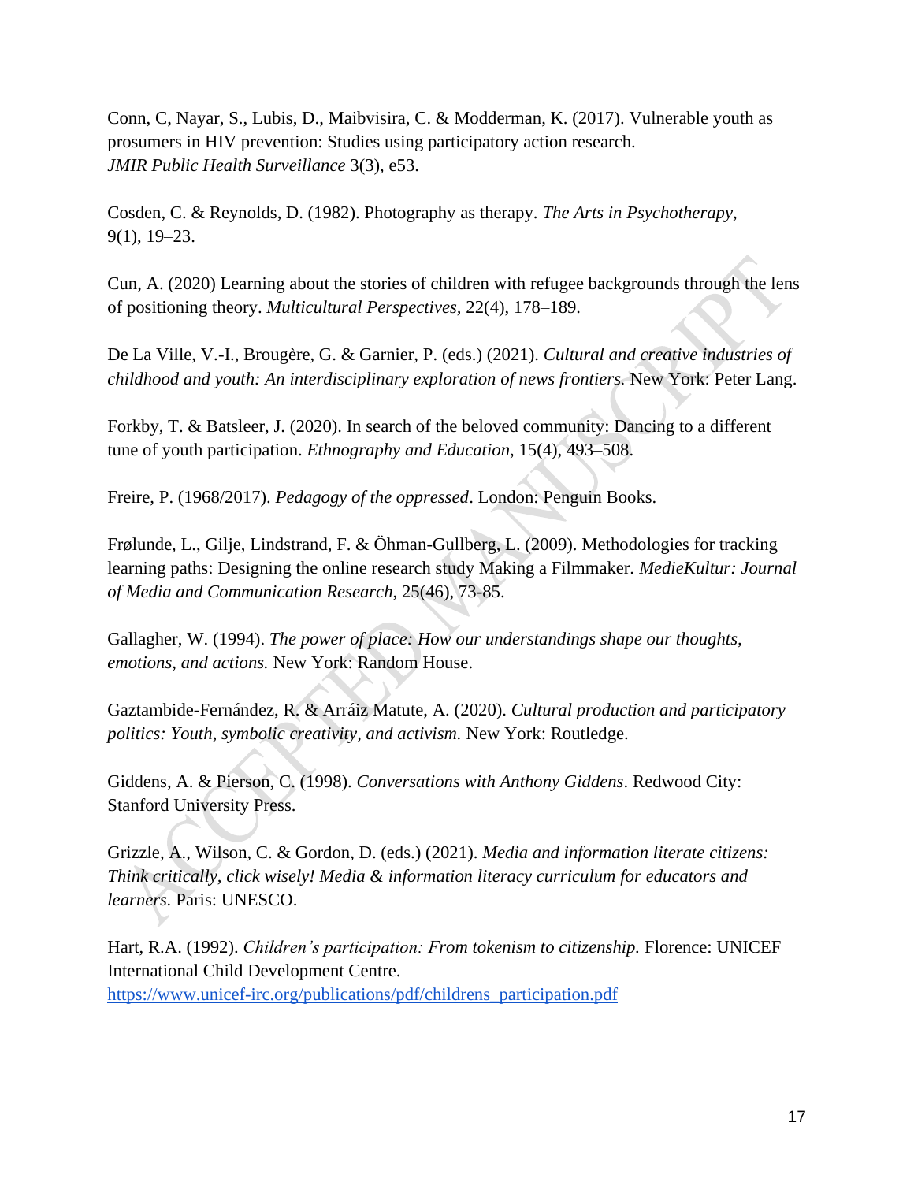Conn, C, Nayar, S., Lubis, D., Maibvisira, C. & Modderman, K. (2017). Vulnerable youth as prosumers in HIV prevention: Studies using participatory action research. *JMIR Public Health Surveillance* 3(3), e53.

Cosden, C. & Reynolds, D. (1982). Photography as therapy. *The Arts in Psychotherapy*, 9(1), 19–23.

Cun, A. (2020) Learning about the stories of children with refugee backgrounds through the lens of positioning theory. *Multicultural Perspectives*, 22(4), 178–189.

De La Ville, V.-I., Brougère, G. & Garnier, P. (eds.) (2021). *Cultural and creative industries of childhood and youth: An interdisciplinary exploration of news frontiers.* New York: Peter Lang.

Forkby, T. & Batsleer, J. (2020). In search of the beloved community: Dancing to a different tune of youth participation. *Ethnography and Education*, 15(4), 493–508.

Freire, P. (1968/2017). *Pedagogy of the oppressed*. London: Penguin Books.

Frølunde, L., Gilje, Lindstrand, F. & Öhman-Gullberg, L. (2009). Methodologies for tracking learning paths: Designing the online research study Making a Filmmaker. *MedieKultur: Journal of Media and Communication Research*, 25(46), 73-85.

Gallagher, W. (1994). *The power of place: How our understandings shape our thoughts, emotions, and actions.* New York: Random House.

Gaztambide-Fernández, R. & Arráiz Matute, A. (2020). *Cultural production and participatory politics: Youth, symbolic creativity, and activism.* New York: Routledge.

Giddens, A. & Pierson, C. (1998). *Conversations with Anthony Giddens*. Redwood City: Stanford University Press.

Grizzle, A., Wilson, C. & Gordon, D. (eds.) (2021). *Media and information literate citizens: Think critically, click wisely! Media & information literacy curriculum for educators and learners.* Paris: UNESCO.

Hart, R.A. (1992). *Children's participation: From tokenism to citizenship.* Florence: UNICEF International Child Development Centre. https://www.unicef-irc.org/publications/pdf/childrens_participation.pdf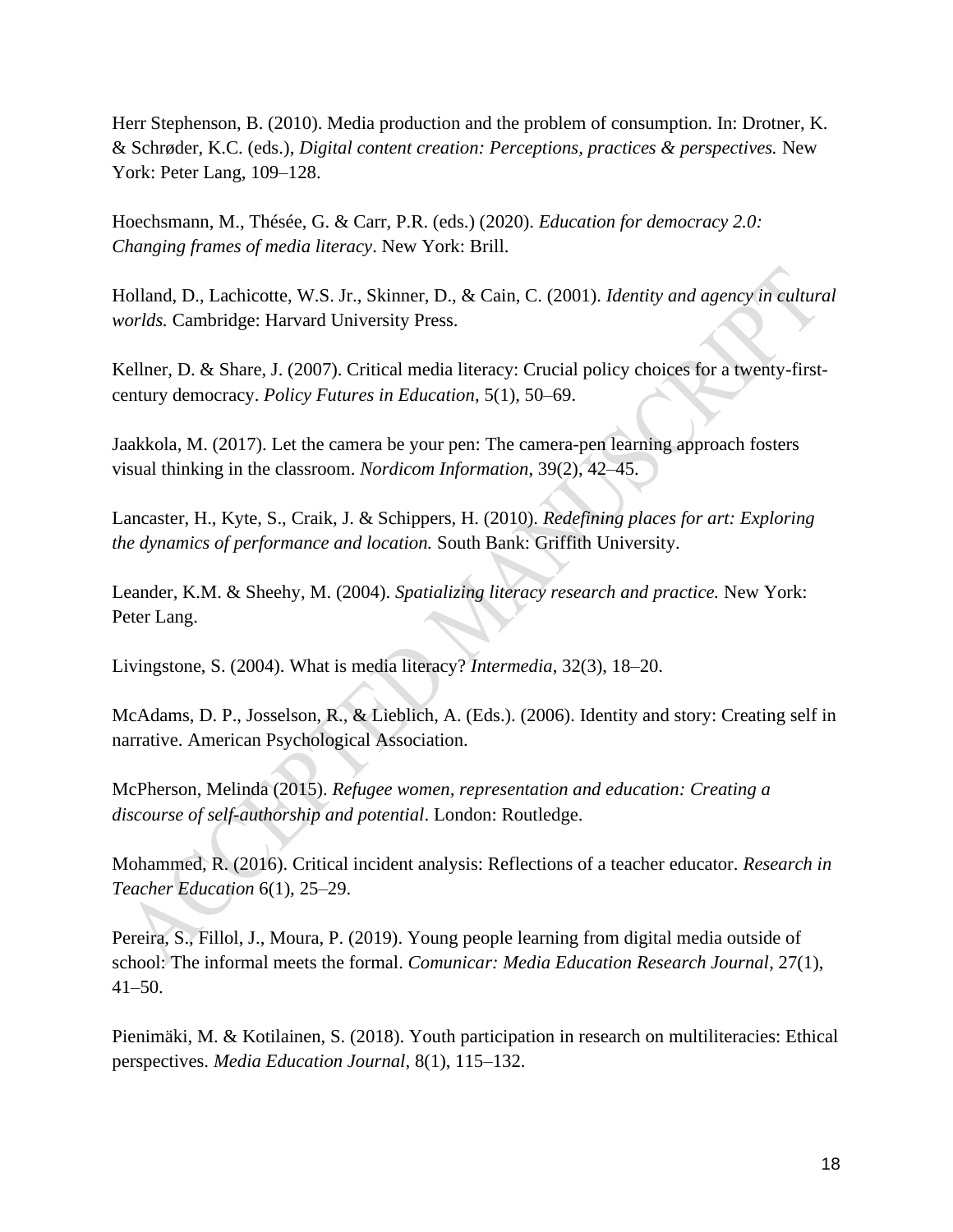Herr Stephenson, B. (2010). Media production and the problem of consumption. In: Drotner, K. & Schrøder, K.C. (eds.), *Digital content creation: Perceptions, practices & perspectives.* New York: Peter Lang, 109–128.

Hoechsmann, M., Thésée, G. & Carr, P.R. (eds.) (2020). *Education for democracy 2.0: Changing frames of media literacy*. New York: Brill.

Holland, D., Lachicotte, W.S. Jr., Skinner, D., & Cain, C. (2001). *Identity and agency in cultural worlds.* Cambridge: Harvard University Press.

Kellner, D. & Share, J. (2007). Critical media literacy: Crucial policy choices for a twenty-first-century democracy. *Policy Futures in Education*, 5(1), 50–69.

Jaakkola, M. (2017). Let the camera be your pen: The camera-pen learning approach fosters visual thinking in the classroom. *Nordicom Information*, 39(2), 42–45.

Lancaster, H., Kyte, S., Craik, J. & Schippers, H. (2010). *Redefining places for art: Exploring the dynamics of performance and location.* South Bank: Griffith University.

Leander, K.M. & Sheehy, M. (2004). *Spatializing literacy research and practice.* New York: Peter Lang.

Livingstone, S. (2004). What is media literacy? *Intermedia*, 32(3), 18–20.

McAdams, D. P., Josselson, R., & Lieblich, A. (Eds.). (2006). Identity and story: Creating self in narrative. American Psychological Association.

McPherson, Melinda (2015). *Refugee women, representation and education: Creating a discourse of self-authorship and potential*. London: Routledge.

Mohammed, R. (2016). Critical incident analysis: Reflections of a teacher educator. *Research in Teacher Education* 6(1), 25–29.

Pereira, S., Fillol, J., Moura, P. (2019). Young people learning from digital media outside of school: The informal meets the formal. *Comunicar: Media Education Research Journal*, 27(1), 41–50.

Pienimäki, M. & Kotilainen, S. (2018). Youth participation in research on multiliteracies: Ethical perspectives. *Media Education Journal*, 8(1), 115–132.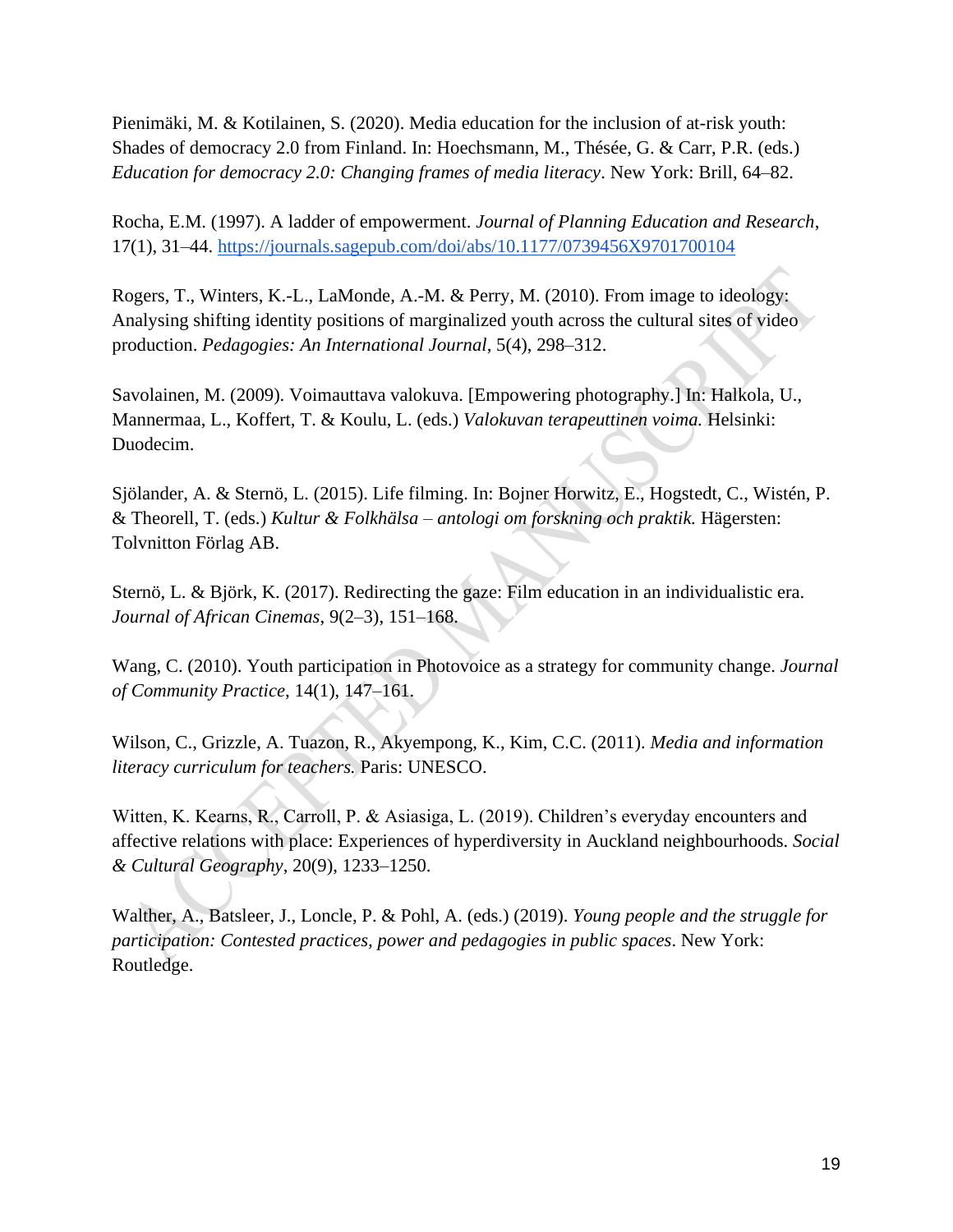Pienimäki, M. & Kotilainen, S. (2020). Media education for the inclusion of at-risk youth: Shades of democracy 2.0 from Finland. In: Hoechsmann, M., Thésée, G. & Carr, P.R. (eds.) *Education for democracy 2.0: Changing frames of media literacy*. New York: Brill, 64–82.

Rocha, E.M. (1997). A ladder of empowerment. *Journal of Planning Education and Research*, 17(1), 31–44. https://journals.sagepub.com/doi/abs/10.1177/0739456X9701700104

Rogers, T., Winters, K.-L., LaMonde, A.-M. & Perry, M. (2010). From image to ideology: Analysing shifting identity positions of marginalized youth across the cultural sites of video production. *Pedagogies: An International Journal*, 5(4), 298–312.

Savolainen, M. (2009). Voimauttava valokuva. [Empowering photography.] In: Halkola, U., Mannermaa, L., Koffert, T. & Koulu, L. (eds.) *Valokuvan terapeuttinen voima.* Helsinki: Duodecim.

Sjölander, A. & Sternö, L. (2015). Life filming. In: Bojner Horwitz, E., Hogstedt, C., Wistén, P. & Theorell, T. (eds.) *Kultur & Folkhälsa – antologi om forskning och praktik.* Hägersten: Tolvnitton Förlag AB.

Sternö, L. & Björk, K. (2017). Redirecting the gaze: Film education in an individualistic era. *Journal of African Cinemas*, 9(2–3), 151–168.

Wang, C. (2010). Youth participation in Photovoice as a strategy for community change. *Journal of Community Practice*, 14(1), 147–161.

Wilson, C., Grizzle, A. Tuazon, R., Akyempong, K., Kim, C.C. (2011). *Media and information literacy curriculum for teachers.* Paris: UNESCO.

Witten, K. Kearns, R., Carroll, P. & Asiasiga, L. (2019). Children's everyday encounters and affective relations with place: Experiences of hyperdiversity in Auckland neighbourhoods. *Social & Cultural Geography*, 20(9), 1233–1250.

Walther, A., Batsleer, J., Loncle, P. & Pohl, A. (eds.) (2019). *Young people and the struggle for participation: Contested practices, power and pedagogies in public spaces*. New York: Routledge.